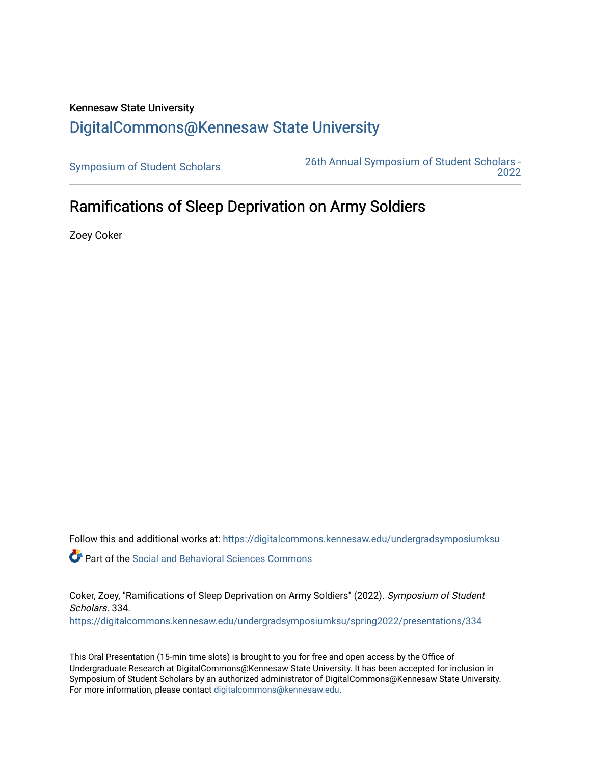Kennesaw State University

DigitalCommons@Kennesaw State University

Symposium of Student Scholars

26th Annual Symposium of Student Scholars - 2022

# Ramifications of Sleep Deprivation on Army Soldiers

Zoey Coker

Follow this and additional works at: https://digitalcommons.kennesaw.edu/undergradsymposiumksu

Part of the Social and Behavioral Sciences Commons

Coker, Zoey, "Ramifications of Sleep Deprivation on Army Soldiers" (2022). *Symposium of Student Scholars*. 334.
https://digitalcommons.kennesaw.edu/undergradsymposiumksu/spring2022/presentations/334

This Oral Presentation (15-min time slots) is brought to you for free and open access by the Office of Undergraduate Research at DigitalCommons@Kennesaw State University. It has been accepted for inclusion in Symposium of Student Scholars by an authorized administrator of DigitalCommons@Kennesaw State University. For more information, please contact digitalcommons@kennesaw.edu.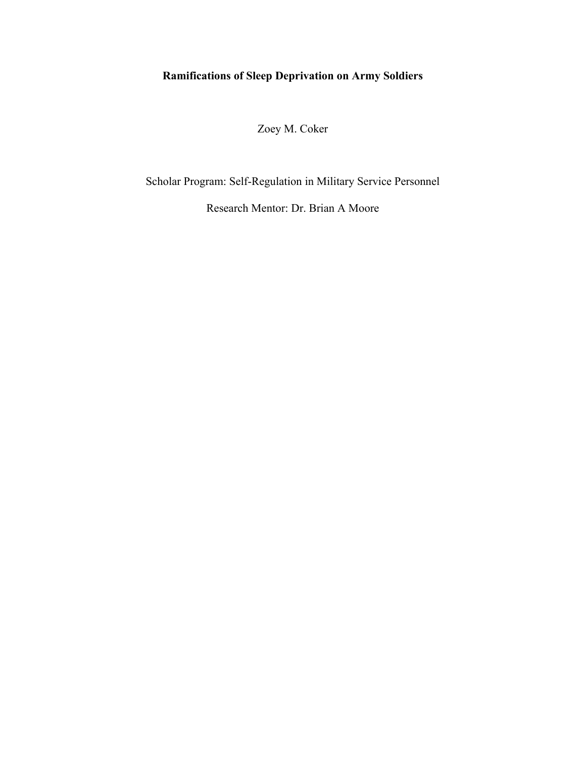**Ramifications of Sleep Deprivation on Army Soldiers**

Zoey M. Coker

Scholar Program: Self-Regulation in Military Service Personnel

Research Mentor: Dr. Brian A Moore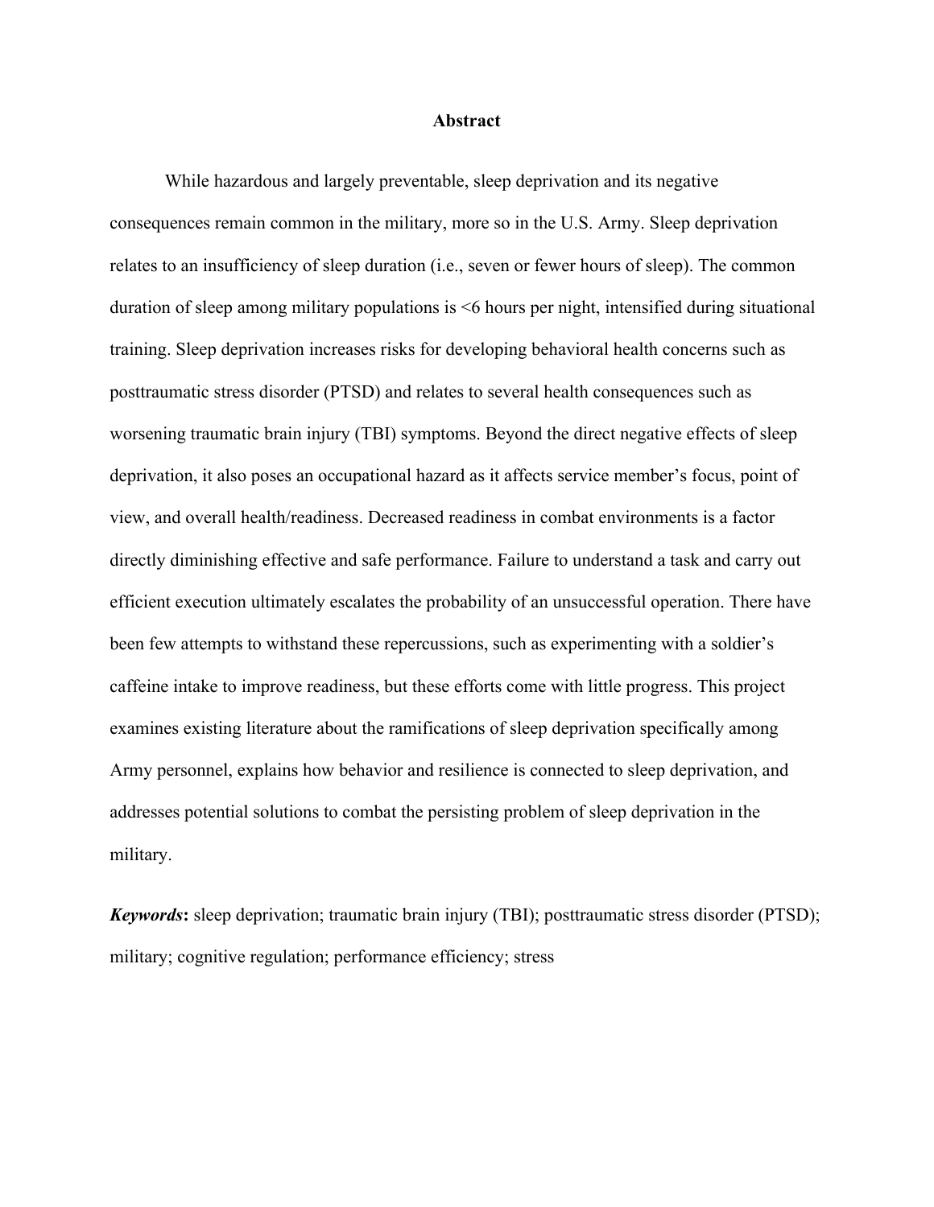# Abstract

While hazardous and largely preventable, sleep deprivation and its negative consequences remain common in the military, more so in the U.S. Army. Sleep deprivation relates to an insufficiency of sleep duration (i.e., seven or fewer hours of sleep). The common duration of sleep among military populations is <6 hours per night, intensified during situational training. Sleep deprivation increases risks for developing behavioral health concerns such as posttraumatic stress disorder (PTSD) and relates to several health consequences such as worsening traumatic brain injury (TBI) symptoms. Beyond the direct negative effects of sleep deprivation, it also poses an occupational hazard as it affects service member's focus, point of view, and overall health/readiness. Decreased readiness in combat environments is a factor directly diminishing effective and safe performance. Failure to understand a task and carry out efficient execution ultimately escalates the probability of an unsuccessful operation. There have been few attempts to withstand these repercussions, such as experimenting with a soldier's caffeine intake to improve readiness, but these efforts come with little progress. This project examines existing literature about the ramifications of sleep deprivation specifically among Army personnel, explains how behavior and resilience is connected to sleep deprivation, and addresses potential solutions to combat the persisting problem of sleep deprivation in the military.

***Keywords*:** sleep deprivation; traumatic brain injury (TBI); posttraumatic stress disorder (PTSD); military; cognitive regulation; performance efficiency; stress